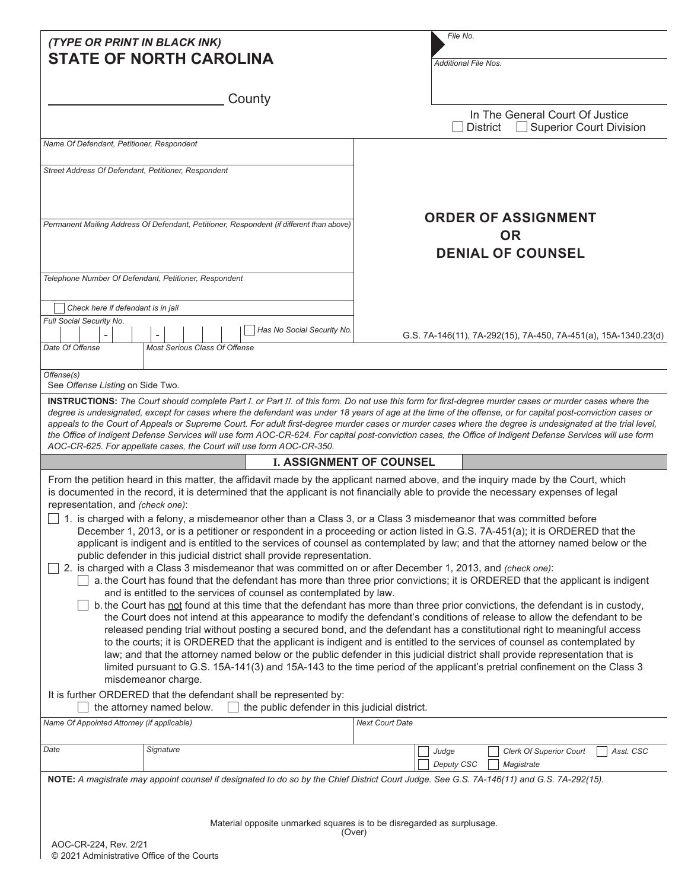*(TYPE OR PRINT IN BLACK INK)*

**STATE OF NORTH CAROLINA**

_______________ County

File No.

Additional File Nos.

In The General Court Of Justice
☐ District ☐ Superior Court Division

# ORDER OF ASSIGNMENT OR DENIAL OF COUNSEL

G.S. 7A-146(11), 7A-292(15), 7A-450, 7A-451(a), 15A-1340.23(d)

*Name Of Defendant, Petitioner, Respondent*

*Street Address Of Defendant, Petitioner, Respondent*

*Permanent Mailing Address Of Defendant, Petitioner, Respondent (if different than above)*

*Telephone Number Of Defendant, Petitioner, Respondent*

☐ *Check here if defendant is in jail*

*Full Social Security No.* ___ - ___ - ____ ☐ *Has No Social Security No.*

*Date Of Offense* | *Most Serious Class Of Offense*

*Offense(s)*
See *Offense Listing* on Side Two.

**INSTRUCTIONS:** *The Court should complete Part I. or Part II. of this form. Do not use this form for first-degree murder cases or murder cases where the degree is undesignated, except for cases where the defendant was under 18 years of age at the time of the offense, or for capital post-conviction cases or appeals to the Court of Appeals or Supreme Court. For adult first-degree murder cases or murder cases where the degree is undesignated at the trial level, the Office of Indigent Defense Services will use form AOC-CR-624. For capital post-conviction cases, the Office of Indigent Defense Services will use form AOC-CR-625. For appellate cases, the Court will use form AOC-CR-350.*

## I. ASSIGNMENT OF COUNSEL

From the petition heard in this matter, the affidavit made by the applicant named above, and the inquiry made by the Court, which is documented in the record, it is determined that the applicant is not financially able to provide the necessary expenses of legal representation, and *(check one)*:

☐ 1. is charged with a felony, a misdemeanor other than a Class 3, or a Class 3 misdemeanor that was committed before December 1, 2013, or is a petitioner or respondent in a proceeding or action listed in G.S. 7A-451(a); it is ORDERED that the applicant is indigent and is entitled to the services of counsel as contemplated by law; and that the attorney named below or the public defender in this judicial district shall provide representation.

☐ 2. is charged with a Class 3 misdemeanor that was committed on or after December 1, 2013, and *(check one)*:

  ☐ a. the Court has found that the defendant has more than three prior convictions; it is ORDERED that the applicant is indigent and is entitled to the services of counsel as contemplated by law.

  ☐ b. the Court has not found at this time that the defendant has more than three prior convictions, the defendant is in custody, the Court does not intend at this appearance to modify the defendant's conditions of release to allow the defendant to be released pending trial without posting a secured bond, and the defendant has a constitutional right to meaningful access to the courts; it is ORDERED that the applicant is indigent and is entitled to the services of counsel as contemplated by law; and that the attorney named below or the public defender in this judicial district shall provide representation that is limited pursuant to G.S. 15A-141(3) and 15A-143 to the time period of the applicant's pretrial confinement on the Class 3 misdemeanor charge.

It is further ORDERED that the defendant shall be represented by:
☐ the attorney named below. ☐ the public defender in this judicial district.

| *Name Of Appointed Attorney (if applicable)* | | *Next Court Date* |
|---|---|---|
| | | |
| *Date* | *Signature* | ☐ Judge ☐ Clerk Of Superior Court ☐ Asst. CSC ☐ Deputy CSC ☐ Magistrate |

**NOTE:** *A magistrate may appoint counsel if designated to do so by the Chief District Court Judge. See G.S. 7A-146(11) and G.S. 7A-292(15).*

Material opposite unmarked squares is to be disregarded as surplusage.
(Over)

AOC-CR-224, Rev. 2/21
© 2021 Administrative Office of the Courts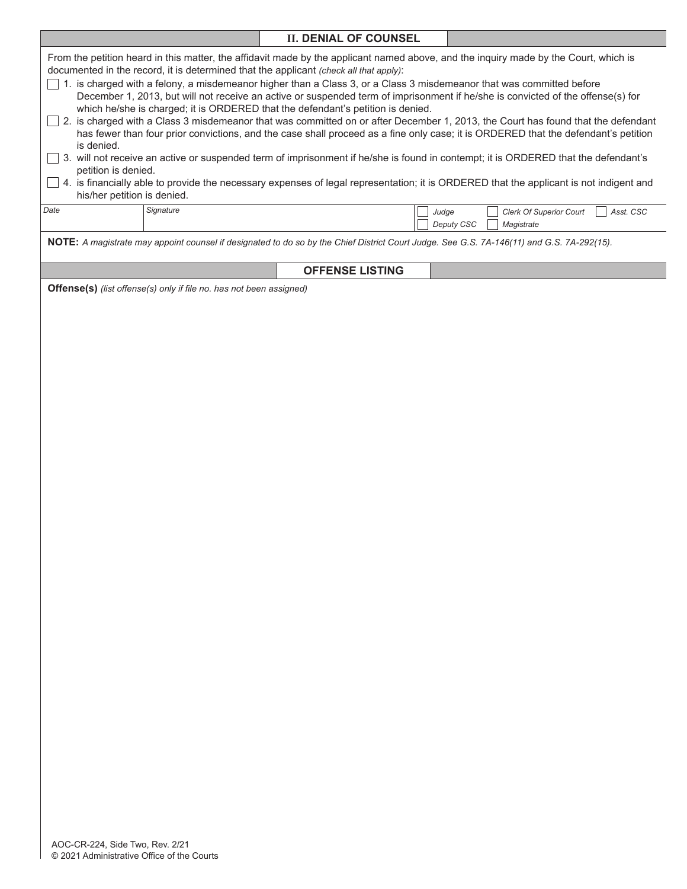## II. DENIAL OF COUNSEL

From the petition heard in this matter, the affidavit made by the applicant named above, and the inquiry made by the Court, which is documented in the record, it is determined that the applicant *(check all that apply)*:

☐ 1. is charged with a felony, a misdemeanor higher than a Class 3, or a Class 3 misdemeanor that was committed before December 1, 2013, but will not receive an active or suspended term of imprisonment if he/she is convicted of the offense(s) for which he/she is charged; it is ORDERED that the defendant's petition is denied.

☐ 2. is charged with a Class 3 misdemeanor that was committed on or after December 1, 2013, the Court has found that the defendant has fewer than four prior convictions, and the case shall proceed as a fine only case; it is ORDERED that the defendant's petition is denied.

☐ 3. will not receive an active or suspended term of imprisonment if he/she is found in contempt; it is ORDERED that the defendant's petition is denied.

☐ 4. is financially able to provide the necessary expenses of legal representation; it is ORDERED that the applicant is not indigent and his/her petition is denied.

| Date | Signature | |
|---|---|---|
| | | ☐ Judge ☐ Deputy CSC ☐ Clerk Of Superior Court ☐ Magistrate ☐ Asst. CSC |

**NOTE:** *A magistrate may appoint counsel if designated to do so by the Chief District Court Judge. See G.S. 7A-146(11) and G.S. 7A-292(15).*

## OFFENSE LISTING

**Offense(s)** *(list offense(s) only if file no. has not been assigned)*

AOC-CR-224, Side Two, Rev. 2/21
© 2021 Administrative Office of the Courts